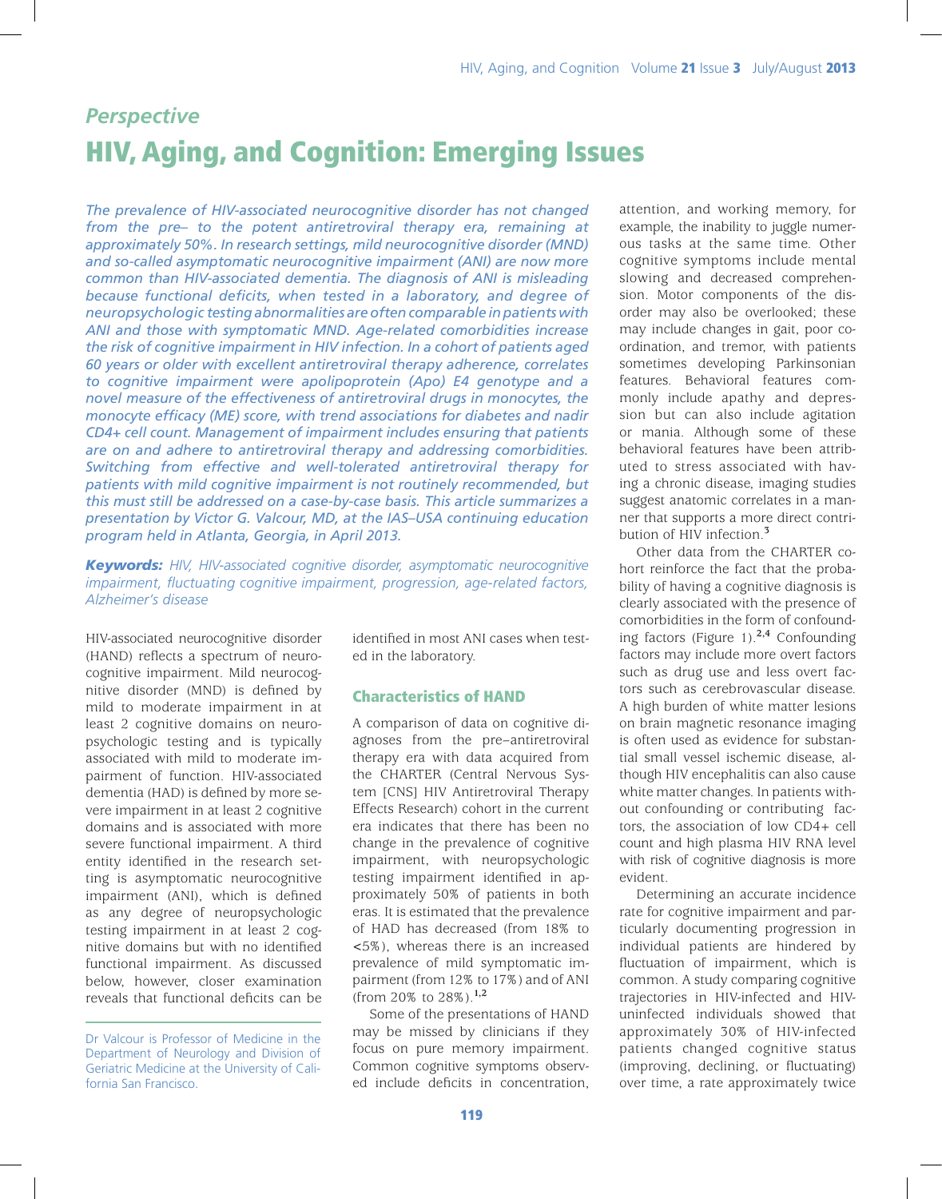*Perspective*

# HIV, Aging, and Cognition: Emerging Issues

*The prevalence of HIV-associated neurocognitive disorder has not changed from the pre– to the potent antiretroviral therapy era, remaining at approximately 50%. In research settings, mild neurocognitive disorder (MND) and so-called asymptomatic neurocognitive impairment (ANI) are now more common than HIV-associated dementia. The diagnosis of ANI is misleading because functional deficits, when tested in a laboratory, and degree of neuropsychologic testing abnormalities are often comparable in patients with ANI and those with symptomatic MND. Age-related comorbidities increase the risk of cognitive impairment in HIV infection. In a cohort of patients aged 60 years or older with excellent antiretroviral therapy adherence, correlates to cognitive impairment were apolipoprotein (Apo) E4 genotype and a novel measure of the effectiveness of antiretroviral drugs in monocytes, the monocyte efficacy (ME) score, with trend associations for diabetes and nadir CD4+ cell count. Management of impairment includes ensuring that patients are on and adhere to antiretroviral therapy and addressing comorbidities. Switching from effective and well-tolerated antiretroviral therapy for patients with mild cognitive impairment is not routinely recommended, but this must still be addressed on a case-by-case basis. This article summarizes a presentation by Victor G. Valcour, MD, at the IAS–USA continuing education program held in Atlanta, Georgia, in April 2013.*

***Keywords:*** *HIV, HIV-associated cognitive disorder, asymptomatic neurocognitive impairment, fluctuating cognitive impairment, progression, age-related factors, Alzheimer's disease*

HIV-associated neurocognitive disorder (HAND) reflects a spectrum of neurocognitive impairment. Mild neurocognitive disorder (MND) is defined by mild to moderate impairment in at least 2 cognitive domains on neuropsychologic testing and is typically associated with mild to moderate impairment of function. HIV-associated dementia (HAD) is defined by more severe impairment in at least 2 cognitive domains and is associated with more severe functional impairment. A third entity identified in the research setting is asymptomatic neurocognitive impairment (ANI), which is defined as any degree of neuropsychologic testing impairment in at least 2 cognitive domains but with no identified functional impairment. As discussed below, however, closer examination reveals that functional deficits can be identified in most ANI cases when tested in the laboratory.

Dr Valcour is Professor of Medicine in the Department of Neurology and Division of Geriatric Medicine at the University of California San Francisco.

## Characteristics of HAND

A comparison of data on cognitive diagnoses from the pre–antiretroviral therapy era with data acquired from the CHARTER (Central Nervous System [CNS] HIV Antiretroviral Therapy Effects Research) cohort in the current era indicates that there has been no change in the prevalence of cognitive impairment, with neuropsychologic testing impairment identified in approximately 50% of patients in both eras. It is estimated that the prevalence of HAD has decreased (from 18% to <5%), whereas there is an increased prevalence of mild symptomatic impairment (from 12% to 17%) and of ANI (from 20% to 28%).[1,2]

Some of the presentations of HAND may be missed by clinicians if they focus on pure memory impairment. Common cognitive symptoms observed include deficits in concentration, attention, and working memory, for example, the inability to juggle numerous tasks at the same time. Other cognitive symptoms include mental slowing and decreased comprehension. Motor components of the disorder may also be overlooked; these may include changes in gait, poor coordination, and tremor, with patients sometimes developing Parkinsonian features. Behavioral features commonly include apathy and depression but can also include agitation or mania. Although some of these behavioral features have been attributed to stress associated with having a chronic disease, imaging studies suggest anatomic correlates in a manner that supports a more direct contribution of HIV infection.[3]

Other data from the CHARTER cohort reinforce the fact that the probability of having a cognitive diagnosis is clearly associated with the presence of comorbidities in the form of confounding factors (Figure 1).[2,4] Confounding factors may include more overt factors such as drug use and less overt factors such as cerebrovascular disease. A high burden of white matter lesions on brain magnetic resonance imaging is often used as evidence for substantial small vessel ischemic disease, although HIV encephalitis can also cause white matter changes. In patients without confounding or contributing factors, the association of low CD4+ cell count and high plasma HIV RNA level with risk of cognitive diagnosis is more evident.

Determining an accurate incidence rate for cognitive impairment and particularly documenting progression in individual patients are hindered by fluctuation of impairment, which is common. A study comparing cognitive trajectories in HIV-infected and HIV-uninfected individuals showed that approximately 30% of HIV-infected patients changed cognitive status (improving, declining, or fluctuating) over time, a rate approximately twice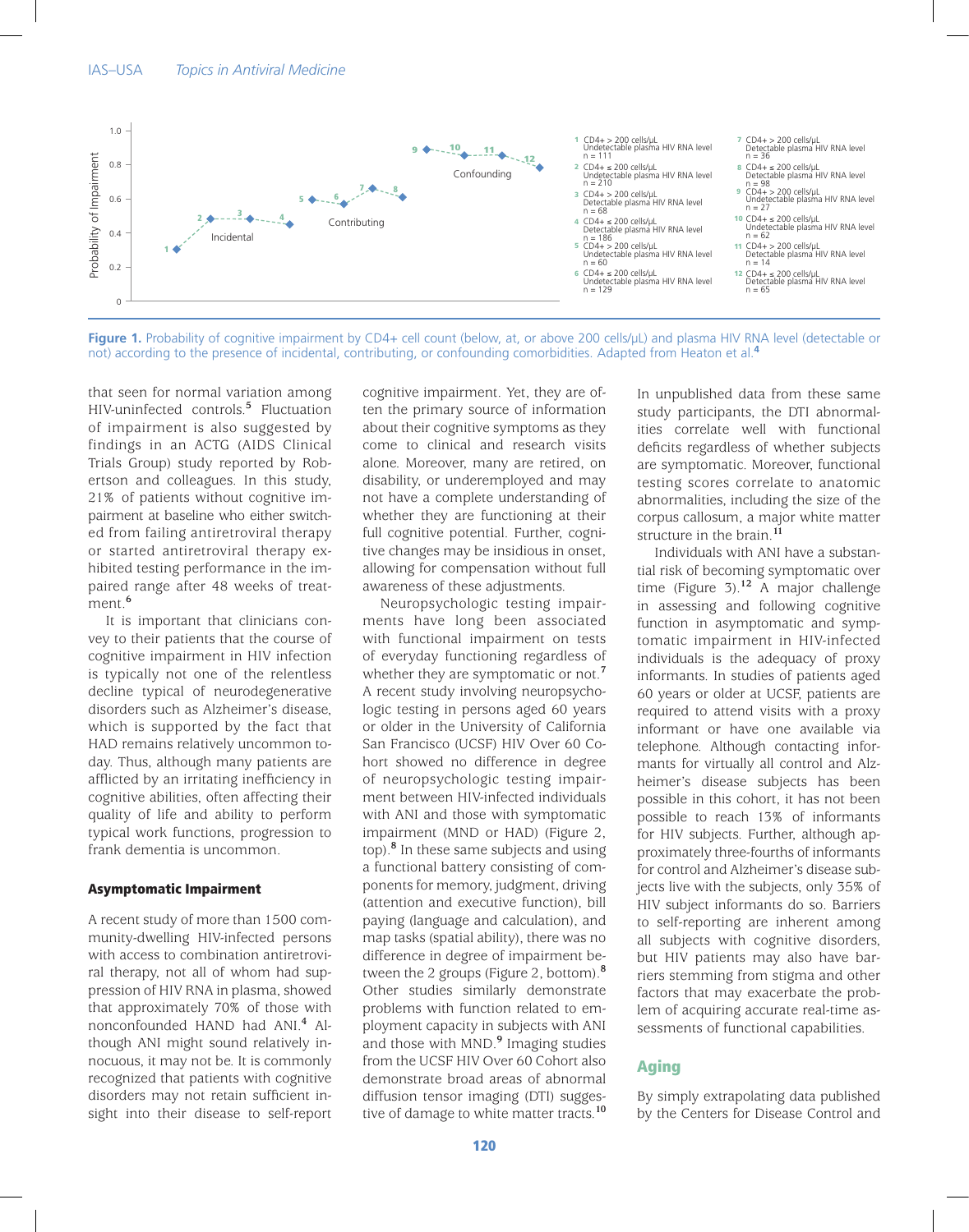**Figure 1.** Probability of cognitive impairment by CD4+ cell count (below, at, or above 200 cells/μL) and plasma HIV RNA level (detectable or not) according to the presence of incidental, contributing, or confounding comorbidities. Adapted from Heaton et al.[4]

that seen for normal variation among HIV-uninfected controls.[5] Fluctuation of impairment is also suggested by findings in an ACTG (AIDS Clinical Trials Group) study reported by Robertson and colleagues. In this study, 21% of patients without cognitive impairment at baseline who either switched from failing antiretroviral therapy or started antiretroviral therapy exhibited testing performance in the impaired range after 48 weeks of treatment.[6]

It is important that clinicians convey to their patients that the course of cognitive impairment in HIV infection is typically not one of the relentless decline typical of neurodegenerative disorders such as Alzheimer's disease, which is supported by the fact that HAD remains relatively uncommon today. Thus, although many patients are afflicted by an irritating inefficiency in cognitive abilities, often affecting their quality of life and ability to perform typical work functions, progression to frank dementia is uncommon.

### Asymptomatic Impairment

A recent study of more than 1500 community-dwelling HIV-infected persons with access to combination antiretroviral therapy, not all of whom had suppression of HIV RNA in plasma, showed that approximately 70% of those with nonconfounded HAND had ANI.[4] Although ANI might sound relatively innocuous, it may not be. It is commonly recognized that patients with cognitive disorders may not retain sufficient insight into their disease to self-report cognitive impairment. Yet, they are often the primary source of information about their cognitive symptoms as they come to clinical and research visits alone. Moreover, many are retired, on disability, or underemployed and may not have a complete understanding of whether they are functioning at their full cognitive potential. Further, cognitive changes may be insidious in onset, allowing for compensation without full awareness of these adjustments.

Neuropsychologic testing impairments have long been associated with functional impairment on tests of everyday functioning regardless of whether they are symptomatic or not.[7] A recent study involving neuropsychologic testing in persons aged 60 years or older in the University of California San Francisco (UCSF) HIV Over 60 Cohort showed no difference in degree of neuropsychologic testing impairment between HIV-infected individuals with ANI and those with symptomatic impairment (MND or HAD) (Figure 2, top).[8] In these same subjects and using a functional battery consisting of components for memory, judgment, driving (attention and executive function), bill paying (language and calculation), and map tasks (spatial ability), there was no difference in degree of impairment between the 2 groups (Figure 2, bottom).[8] Other studies similarly demonstrate problems with function related to employment capacity in subjects with ANI and those with MND.[9] Imaging studies from the UCSF HIV Over 60 Cohort also demonstrate broad areas of abnormal diffusion tensor imaging (DTI) suggestive of damage to white matter tracts.[10] In unpublished data from these same study participants, the DTI abnormalities correlate well with functional deficits regardless of whether subjects are symptomatic. Moreover, functional testing scores correlate to anatomic abnormalities, including the size of the corpus callosum, a major white matter structure in the brain.[11]

Individuals with ANI have a substantial risk of becoming symptomatic over time (Figure 3).[12] A major challenge in assessing and following cognitive function in asymptomatic and symptomatic impairment in HIV-infected individuals is the adequacy of proxy informants. In studies of patients aged 60 years or older at UCSF, patients are required to attend visits with a proxy informant or have one available via telephone. Although contacting informants for virtually all control and Alzheimer's disease subjects has been possible in this cohort, it has not been possible to reach 13% of informants for HIV subjects. Further, although approximately three-fourths of informants for control and Alzheimer's disease subjects live with the subjects, only 35% of HIV subject informants do so. Barriers to self-reporting are inherent among all subjects with cognitive disorders, but HIV patients may also have barriers stemming from stigma and other factors that may exacerbate the problem of acquiring accurate real-time assessments of functional capabilities.

## Aging

By simply extrapolating data published by the Centers for Disease Control and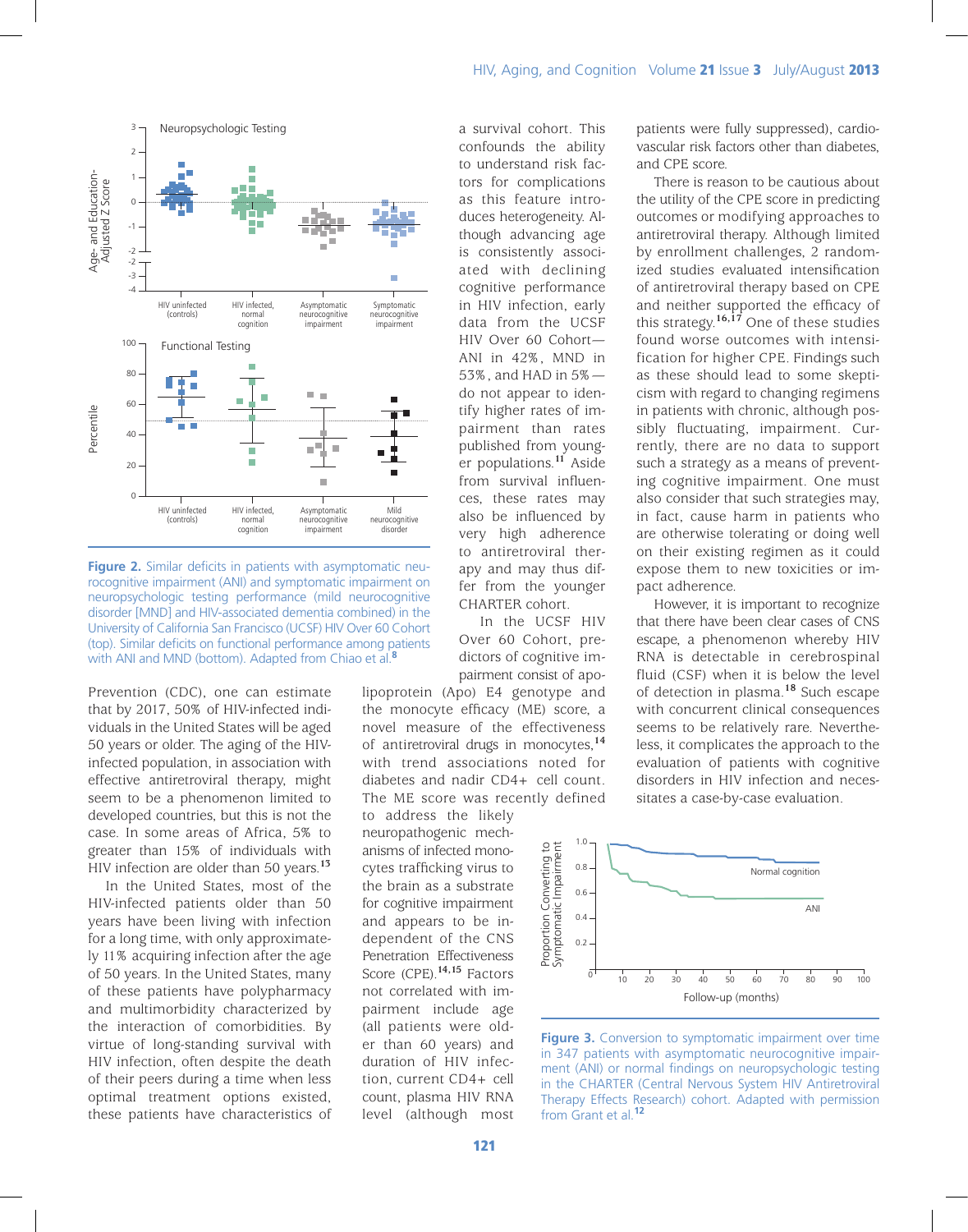Figure 2. Similar deficits in patients with asymptomatic neurocognitive impairment (ANI) and symptomatic impairment on neuropsychologic testing performance (mild neurocognitive disorder [MND] and HIV-associated dementia combined) in the University of California San Francisco (UCSF) HIV Over 60 Cohort (top). Similar deficits on functional performance among patients with ANI and MND (bottom). Adapted from Chiao et al.[8]

Prevention (CDC), one can estimate that by 2017, 50% of HIV-infected individuals in the United States will be aged 50 years or older. The aging of the HIV-infected population, in association with effective antiretroviral therapy, might seem to be a phenomenon limited to developed countries, but this is not the case. In some areas of Africa, 5% to greater than 15% of individuals with HIV infection are older than 50 years.[13]

In the United States, most of the HIV-infected patients older than 50 years have been living with infection for a long time, with only approximately 11% acquiring infection after the age of 50 years. In the United States, many of these patients have polypharmacy and multimorbidity characterized by the interaction of comorbidities. By virtue of long-standing survival with HIV infection, often despite the death of their peers during a time when less optimal treatment options existed, these patients have characteristics of a survival cohort. This confounds the ability to understand risk factors for complications as this feature introduces heterogeneity. Although advancing age is consistently associated with declining cognitive performance in HIV infection, early data from the UCSF HIV Over 60 Cohort—ANI in 42%, MND in 53%, and HAD in 5%—do not appear to identify higher rates of impairment than rates published from younger populations.[11] Aside from survival influences, these rates may also be influenced by very high adherence to antiretroviral therapy and may thus differ from the younger CHARTER cohort.

In the UCSF HIV Over 60 Cohort, predictors of cognitive impairment consist of apolipoprotein (Apo) E4 genotype and the monocyte efficacy (ME) score, a novel measure of the effectiveness of antiretroviral drugs in monocytes,[14] with trend associations noted for diabetes and nadir CD4+ cell count. The ME score was recently defined to address the likely neuropathogenic mechanisms of infected monocytes trafficking virus to the brain as a substrate for cognitive impairment and appears to be independent of the CNS Penetration Effectiveness Score (CPE).[14,15] Factors not correlated with impairment include age (all patients were older than 60 years) and duration of HIV infection, current CD4+ cell count, plasma HIV RNA level (although most patients were fully suppressed), cardiovascular risk factors other than diabetes, and CPE score.

There is reason to be cautious about the utility of the CPE score in predicting outcomes or modifying approaches to antiretroviral therapy. Although limited by enrollment challenges, 2 randomized studies evaluated intensification of antiretroviral therapy based on CPE and neither supported the efficacy of this strategy.[16,17] One of these studies found worse outcomes with intensification for higher CPE. Findings such as these should lead to some skepticism with regard to changing regimens in patients with chronic, although possibly fluctuating, impairment. Currently, there are no data to support such a strategy as a means of preventing cognitive impairment. One must also consider that such strategies may, in fact, cause harm in patients who are otherwise tolerating or doing well on their existing regimen as it could expose them to new toxicities or impact adherence.

However, it is important to recognize that there have been clear cases of CNS escape, a phenomenon whereby HIV RNA is detectable in cerebrospinal fluid (CSF) when it is below the level of detection in plasma.[18] Such escape with concurrent clinical consequences seems to be relatively rare. Nevertheless, it complicates the approach to the evaluation of patients with cognitive disorders in HIV infection and necessitates a case-by-case evaluation.

Figure 3. Conversion to symptomatic impairment over time in 347 patients with asymptomatic neurocognitive impairment (ANI) or normal findings on neuropsychologic testing in the CHARTER (Central Nervous System HIV Antiretroviral Therapy Effects Research) cohort. Adapted with permission from Grant et al.[12]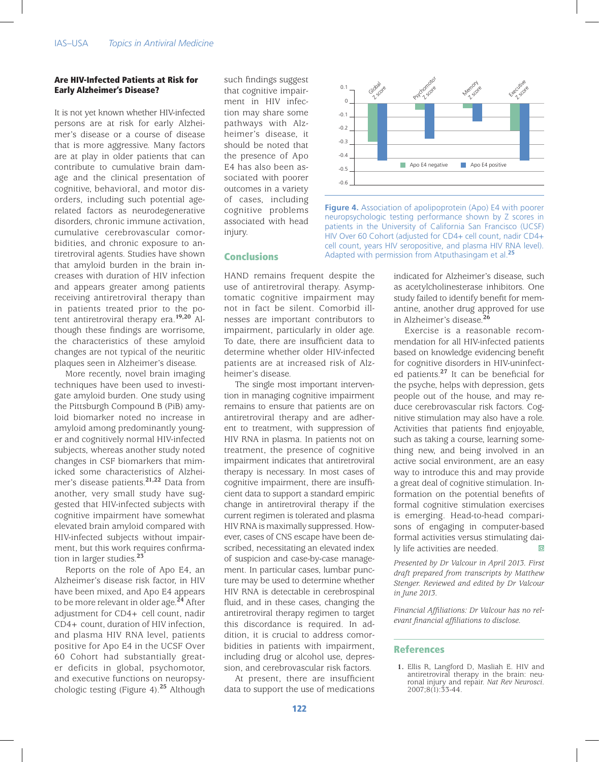### Are HIV-Infected Patients at Risk for Early Alzheimer's Disease?

It is not yet known whether HIV-infected persons are at risk for early Alzheimer's disease or a course of disease that is more aggressive. Many factors are at play in older patients that can contribute to cumulative brain damage and the clinical presentation of cognitive, behavioral, and motor disorders, including such potential age-related factors as neurodegenerative disorders, chronic immune activation, cumulative cerebrovascular comorbidities, and chronic exposure to antiretroviral agents. Studies have shown that amyloid burden in the brain increases with duration of HIV infection and appears greater among patients receiving antiretroviral therapy than in patients treated prior to the potent antiretroviral therapy era.[19,20] Although these findings are worrisome, the characteristics of these amyloid changes are not typical of the neuritic plaques seen in Alzheimer's disease.

More recently, novel brain imaging techniques have been used to investigate amyloid burden. One study using the Pittsburgh Compound B (PiB) amyloid biomarker noted no increase in amyloid among predominantly younger and cognitively normal HIV-infected subjects, whereas another study noted changes in CSF biomarkers that mimicked some characteristics of Alzheimer's disease patients.[21,22] Data from another, very small study have suggested that HIV-infected subjects with cognitive impairment have somewhat elevated brain amyloid compared with HIV-infected subjects without impairment, but this work requires confirmation in larger studies.[23]

Reports on the role of Apo E4, an Alzheimer's disease risk factor, in HIV have been mixed, and Apo E4 appears to be more relevant in older age.[24] After adjustment for CD4+ cell count, nadir CD4+ count, duration of HIV infection, and plasma HIV RNA level, patients positive for Apo E4 in the UCSF Over 60 Cohort had substantially greater deficits in global, psychomotor, and executive functions on neuropsychologic testing (Figure 4).[25] Although such findings suggest that cognitive impairment in HIV infection may share some pathways with Alzheimer's disease, it should be noted that the presence of Apo E4 has also been associated with poorer outcomes in a variety of cases, including cognitive problems associated with head injury.

**Figure 4.** Association of apolipoprotein (Apo) E4 with poorer neuropsychologic testing performance shown by Z scores in patients in the University of California San Francisco (UCSF) HIV Over 60 Cohort (adjusted for CD4+ cell count, nadir CD4+ cell count, years HIV seropositive, and plasma HIV RNA level). Adapted with permission from Atputhasingam et al.[25]

## Conclusions

HAND remains frequent despite the use of antiretroviral therapy. Asymptomatic cognitive impairment may not in fact be silent. Comorbid illnesses are important contributors to impairment, particularly in older age. To date, there are insufficient data to determine whether older HIV-infected patients are at increased risk of Alzheimer's disease.

The single most important intervention in managing cognitive impairment remains to ensure that patients are on antiretroviral therapy and are adherent to treatment, with suppression of HIV RNA in plasma. In patients not on treatment, the presence of cognitive impairment indicates that antiretroviral therapy is necessary. In most cases of cognitive impairment, there are insufficient data to support a standard empiric change in antiretroviral therapy if the current regimen is tolerated and plasma HIV RNA is maximally suppressed. However, cases of CNS escape have been described, necessitating an elevated index of suspicion and case-by-case management. In particular cases, lumbar puncture may be used to determine whether HIV RNA is detectable in cerebrospinal fluid, and in these cases, changing the antiretroviral therapy regimen to target this discordance is required. In addition, it is crucial to address comorbidities in patients with impairment, including drug or alcohol use, depression, and cerebrovascular risk factors.

At present, there are insufficient data to support the use of medications indicated for Alzheimer's disease, such as acetylcholinesterase inhibitors. One study failed to identify benefit for memantine, another drug approved for use in Alzheimer's disease.[26]

Exercise is a reasonable recommendation for all HIV-infected patients based on knowledge evidencing benefit for cognitive disorders in HIV-uninfected patients.[27] It can be beneficial for the psyche, helps with depression, gets people out of the house, and may reduce cerebrovascular risk factors. Cognitive stimulation may also have a role. Activities that patients find enjoyable, such as taking a course, learning something new, and being involved in an active social environment, are an easy way to introduce this and may provide a great deal of cognitive stimulation. Information on the potential benefits of formal cognitive stimulation exercises is emerging. Head-to-head comparisons of engaging in computer-based formal activities versus stimulating daily life activities are needed.

*Presented by Dr Valcour in April 2013. First draft prepared from transcripts by Matthew Stenger. Reviewed and edited by Dr Valcour in June 2013.*

*Financial Affiliations: Dr Valcour has no relevant financial affiliations to disclose.*

## References

1. Ellis R, Langford D, Masliah E. HIV and antiretroviral therapy in the brain: neuronal injury and repair. *Nat Rev Neurosci*. 2007;8(1):33-44.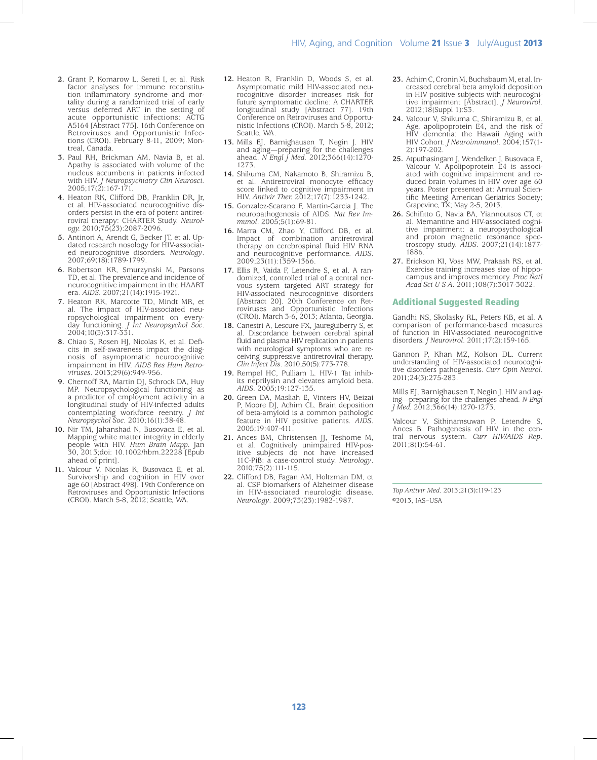2. Grant P, Komarow L, Sereti I, et al. Risk factor analyses for immune reconstitution inflammatory syndrome and mortality during a randomized trial of early versus deferred ART in the setting of acute opportunistic infections: ACTG A5164 [Abstract 775]. 16th Conference on Retroviruses and Opportunistic Infections (CROI). February 8-11, 2009; Montreal, Canada.
3. Paul RH, Brickman AM, Navia B, et al. Apathy is associated with volume of the nucleus accumbens in patients infected with HIV. *J Neuropsychiatry Clin Neurosci*. 2005;17(2):167-171.
4. Heaton RK, Clifford DB, Franklin DR, Jr, et al. HIV-associated neurocognitive disorders persist in the era of potent antiretroviral therapy: CHARTER Study. *Neurology.* 2010;75(23):2087-2096.
5. Antinori A, Arendt G, Becker JT, et al. Updated research nosology for HIV-associated neurocognitive disorders. *Neurology*. 2007;69(18):1789-1799.
6. Robertson KR, Smurzynski M, Parsons TD, et al. The prevalence and incidence of neurocognitive impairment in the HAART era. *AIDS*. 2007;21(14):1915-1921.
7. Heaton RK, Marcotte TD, Mindt MR, et al. The impact of HIV-associated neuropsychological impairment on everyday functioning. *J Int Neuropsychol Soc*. 2004;10(3):317-331.
8. Chiao S, Rosen HJ, Nicolas K, et al. Deficits in self-awareness impact the diagnosis of asymptomatic neurocognitive impairment in HIV. *AIDS Res Hum Retroviruses*. 2013;29(6):949-956.
9. Chernoff RA, Martin DJ, Schrock DA, Huy MP. Neuropsychological functioning as a predictor of employment activity in a longitudinal study of HIV-infected adults contemplating workforce reentry. *J Int Neuropsychol Soc*. 2010;16(1):38-48.
10. Nir TM, Jahanshad N, Busovaca E, et al. Mapping white matter integrity in elderly people with HIV. *Hum Brain Mapp*. Jan 30, 2013;doi: 10.1002/hbm.22228 [Epub ahead of print].
11. Valcour V, Nicolas K, Busovaca E, et al. Survivorship and cognition in HIV over age 60 [Abstract 498]. 19th Conference on Retroviruses and Opportunistic Infections (CROI). March 5-8, 2012; Seattle, WA.
12. Heaton R, Franklin D, Woods S, et al. Asymptomatic mild HIV-associated neurocognitive disorder increases risk for future symptomatic decline: A CHARTER longitudinal study [Abstract 77]. 19th Conference on Retroviruses and Opportunistic Infections (CROI). March 5-8, 2012; Seattle, WA.
13. Mills EJ, Barnighausen T, Negin J. HIV and aging—preparing for the challenges ahead. *N Engl J Med*. 2012;366(14):1270-1273.
14. Shikuma CM, Nakamoto B, Shiramizu B, et al. Antiretroviral monocyte efficacy score linked to cognitive impairment in HIV. *Antivir Ther*. 2012;17(7):1233-1242.
15. Gonzalez-Scarano F, Martin-Garcia J. The neuropathogenesis of AIDS. *Nat Rev Immunol*. 2005;5(1):69-81.
16. Marra CM, Zhao Y, Clifford DB, et al. Impact of combination antiretroviral therapy on cerebrospinal fluid HIV RNA and neurocognitive performance. *AIDS*. 2009;23(11):1359-1366.
17. Ellis R, Vaida F, Letendre S, et al. A randomized, controlled trial of a central nervous system targeted ART strategy for HIV-associated neurocognitive disorders [Abstract 20]. 20th Conference on Retroviruses and Opportunistic Infections (CROI). March 3-6, 2013; Atlanta, Georgia.
18. Canestri A, Lescure FX, Jaureguiberry S, et al. Discordance between cerebral spinal fluid and plasma HIV replication in patients with neurological symptoms who are receiving suppressive antiretroviral therapy. *Clin Infect Dis*. 2010;50(5):773-778.
19. Rempel HC, Pulliam L. HIV-1 Tat inhibits neprilysin and elevates amyloid beta. *AIDS*. 2005;19:127-135.
20. Green DA, Masliah E, Vinters HV, Beizai P, Moore DJ, Achim CL. Brain deposition of beta-amyloid is a common pathologic feature in HIV positive patients. *AIDS*. 2005;19:407-411.
21. Ances BM, Christensen JJ, Teshome M, et al. Cognitively unimpaired HIV-positive subjects do not have increased 11C-PiB: a case-control study. *Neurology*. 2010;75(2):111-115.
22. Clifford DB, Fagan AM, Holtzman DM, et al. CSF biomarkers of Alzheimer disease in HIV-associated neurologic disease. *Neurology*. 2009;73(23):1982-1987.
23. Achim C, Cronin M, Buchsbaum M, et al. Increased cerebral beta amyloid deposition in HIV positive subjects with neurocognitive impairment [Abstract]. *J Neurovirol*. 2012;18(Suppl 1):S3.
24. Valcour V, Shikuma C, Shiramizu B, et al. Age, apolipoprotein E4, and the risk of HIV dementia: the Hawaii Aging with HIV Cohort. *J Neuroimmunol*. 2004;157(1-2):197-202.
25. Atputhasingam J, Wendelken J, Busovaca E, Valcour V. Apolipoprotein E4 is associated with cognitive impairment and reduced brain volumes in HIV over age 60 years. Poster presented at: Annual Scientific Meeting American Geriatrics Society; Grapevine, TX; May 2-5, 2013.
26. Schifitto G, Navia BA, Yiannoutsos CT, et al. Memantine and HIV-associated cognitive impairment: a neuropsychological and proton magnetic resonance spectroscopy study. *AIDS*. 2007;21(14):1877-1886.
27. Erickson KI, Voss MW, Prakash RS, et al. Exercise training increases size of hippocampus and improves memory. *Proc Natl Acad Sci U S A*. 2011;108(7):3017-3022.

## Additional Suggested Reading

Gandhi NS, Skolasky RL, Peters KB, et al. A comparison of performance-based measures of function in HIV-associated neurocognitive disorders. *J Neurovirol*. 2011;17(2):159-165.

Gannon P, Khan MZ, Kolson DL. Current understanding of HIV-associated neurocognitive disorders pathogenesis. *Curr Opin Neurol*. 2011;24(3):275-283.

Mills EJ, Barnighausen T, Negin J. HIV and aging—preparing for the challenges ahead. *N Engl J Med*. 2012;366(14):1270-1273.

Valcour V, Sithinamsuwan P, Letendre S, Ances B. Pathogenesis of HIV in the central nervous system. *Curr HIV/AIDS Rep*. 2011;8(1):54-61.

*Top Antivir Med*. 2013;21(3):119-123
©2013, IAS–USA